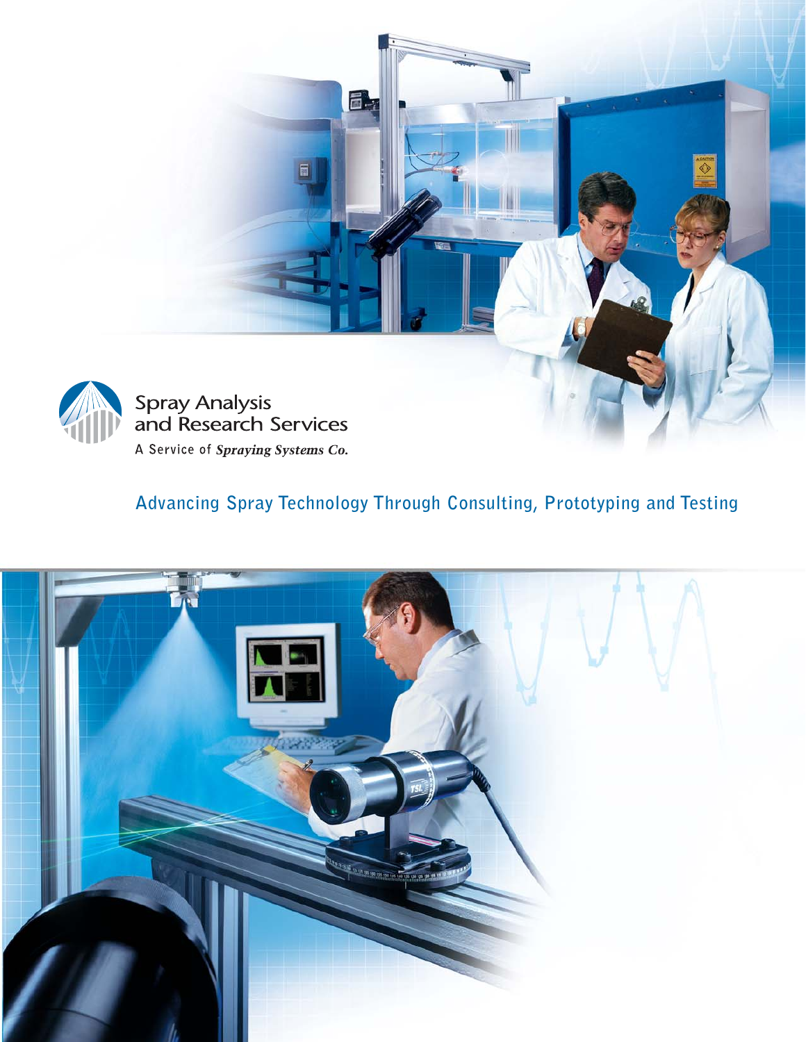# Spray Analysis and Research Services

A Service of *Spraying Systems Co.*

## Advancing Spray Technology Through Consulting, Prototyping and Testing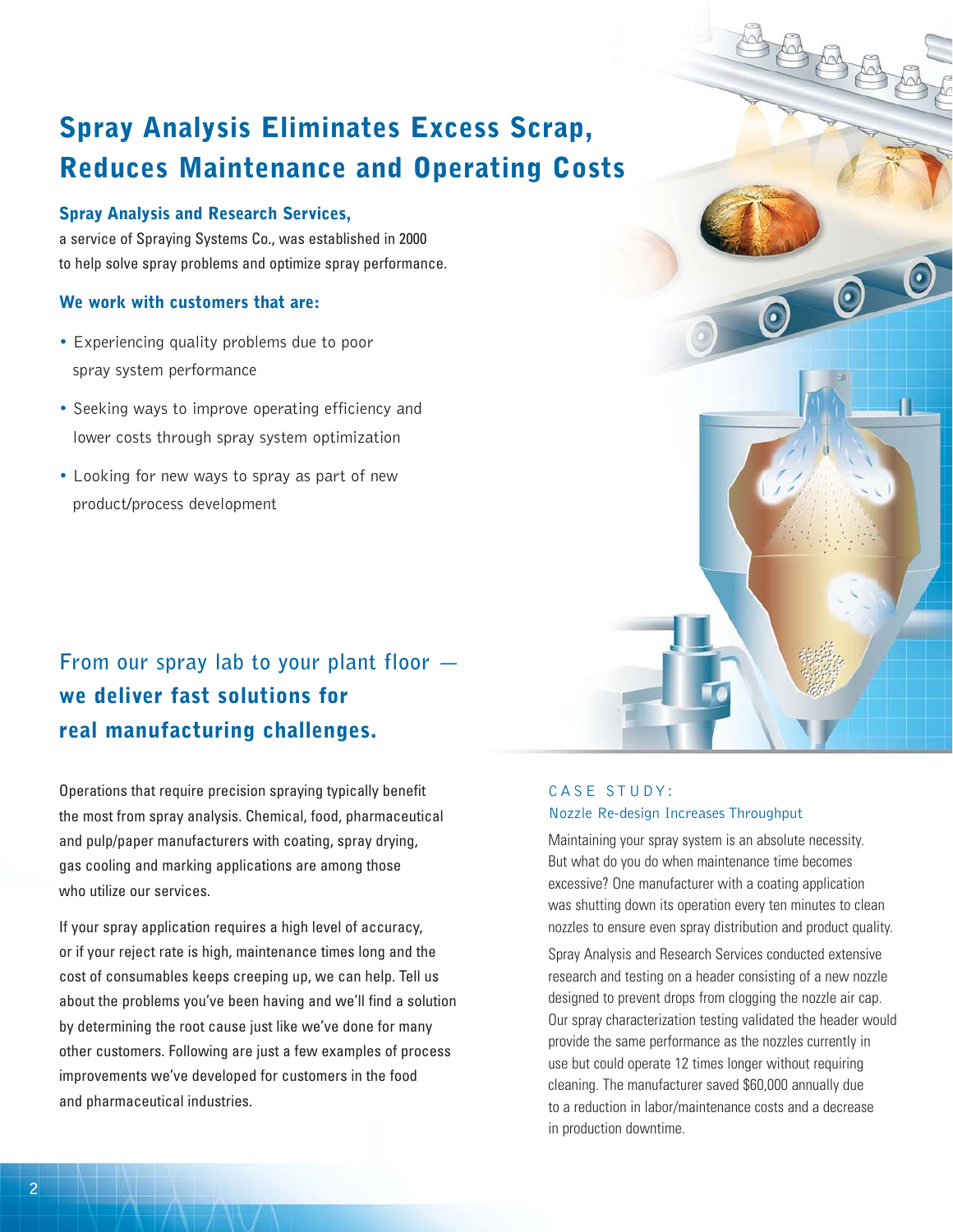# Spray Analysis Eliminates Excess Scrap, Reduces Maintenance and Operating Costs

**Spray Analysis and Research Services,** a service of Spraying Systems Co., was established in 2000 to help solve spray problems and optimize spray performance.

### We work with customers that are:

- Experiencing quality problems due to poor spray system performance
- Seeking ways to improve operating efficiency and lower costs through spray system optimization
- Looking for new ways to spray as part of new product/process development

## From our spray lab to your plant floor — **we deliver fast solutions for real manufacturing challenges.**

Operations that require precision spraying typically benefit the most from spray analysis. Chemical, food, pharmaceutical and pulp/paper manufacturers with coating, spray drying, gas cooling and marking applications are among those who utilize our services.

If your spray application requires a high level of accuracy, or if your reject rate is high, maintenance times long and the cost of consumables keeps creeping up, we can help. Tell us about the problems you've been having and we'll find a solution by determining the root cause just like we've done for many other customers. Following are just a few examples of process improvements we've developed for customers in the food and pharmaceutical industries.

### CASE STUDY:
Nozzle Re-design Increases Throughput

Maintaining your spray system is an absolute necessity. But what do you do when maintenance time becomes excessive? One manufacturer with a coating application was shutting down its operation every ten minutes to clean nozzles to ensure even spray distribution and product quality.

Spray Analysis and Research Services conducted extensive research and testing on a header consisting of a new nozzle designed to prevent drops from clogging the nozzle air cap. Our spray characterization testing validated the header would provide the same performance as the nozzles currently in use but could operate 12 times longer without requiring cleaning. The manufacturer saved $60,000 annually due to a reduction in labor/maintenance costs and a decrease in production downtime.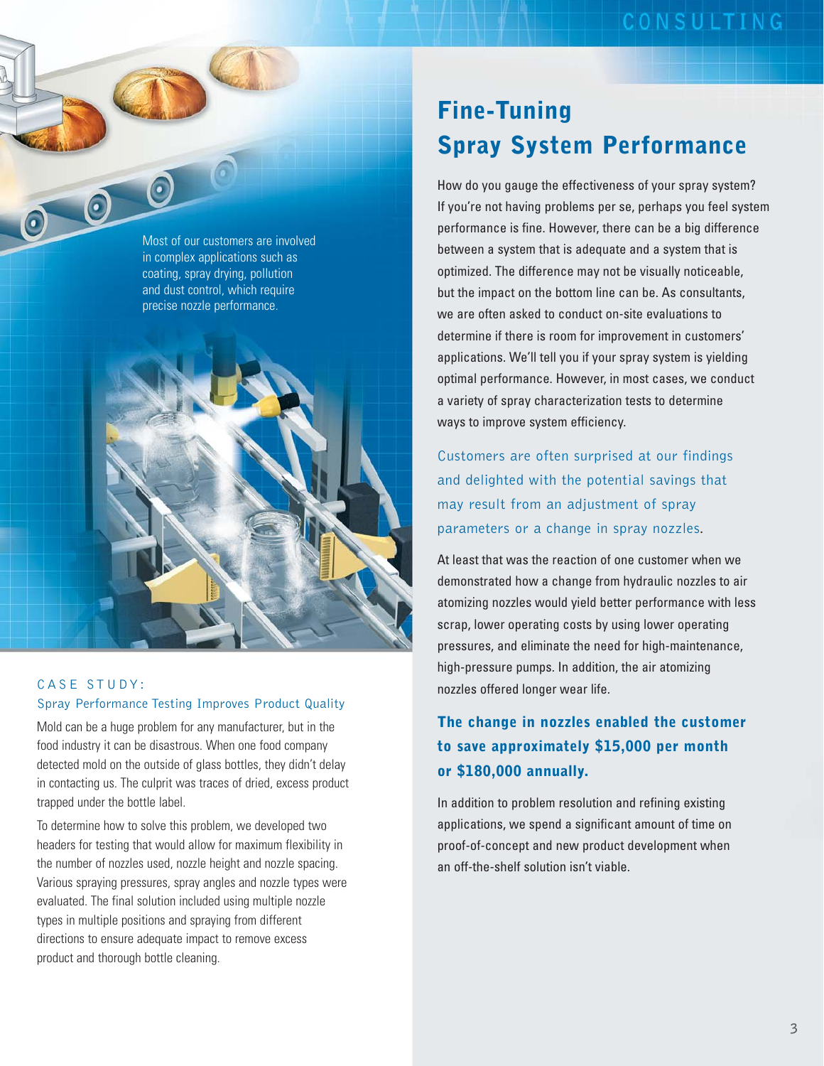Most of our customers are involved in complex applications such as coating, spray drying, pollution and dust control, which require precise nozzle performance.

# Fine-Tuning Spray System Performance

How do you gauge the effectiveness of your spray system? If you're not having problems per se, perhaps you feel system performance is fine. However, there can be a big difference between a system that is adequate and a system that is optimized. The difference may not be visually noticeable, but the impact on the bottom line can be. As consultants, we are often asked to conduct on-site evaluations to determine if there is room for improvement in customers' applications. We'll tell you if your spray system is yielding optimal performance. However, in most cases, we conduct a variety of spray characterization tests to determine ways to improve system efficiency.

Customers are often surprised at our findings and delighted with the potential savings that may result from an adjustment of spray parameters or a change in spray nozzles.

At least that was the reaction of one customer when we demonstrated how a change from hydraulic nozzles to air atomizing nozzles would yield better performance with less scrap, lower operating costs by using lower operating pressures, and eliminate the need for high-maintenance, high-pressure pumps. In addition, the air atomizing nozzles offered longer wear life.

**The change in nozzles enabled the customer to save approximately $15,000 per month or $180,000 annually.**

In addition to problem resolution and refining existing applications, we spend a significant amount of time on proof-of-concept and new product development when an off-the-shelf solution isn't viable.

## CASE STUDY:
### Spray Performance Testing Improves Product Quality

Mold can be a huge problem for any manufacturer, but in the food industry it can be disastrous. When one food company detected mold on the outside of glass bottles, they didn't delay in contacting us. The culprit was traces of dried, excess product trapped under the bottle label.

To determine how to solve this problem, we developed two headers for testing that would allow for maximum flexibility in the number of nozzles used, nozzle height and nozzle spacing. Various spraying pressures, spray angles and nozzle types were evaluated. The final solution included using multiple nozzle types in multiple positions and spraying from different directions to ensure adequate impact to remove excess product and thorough bottle cleaning.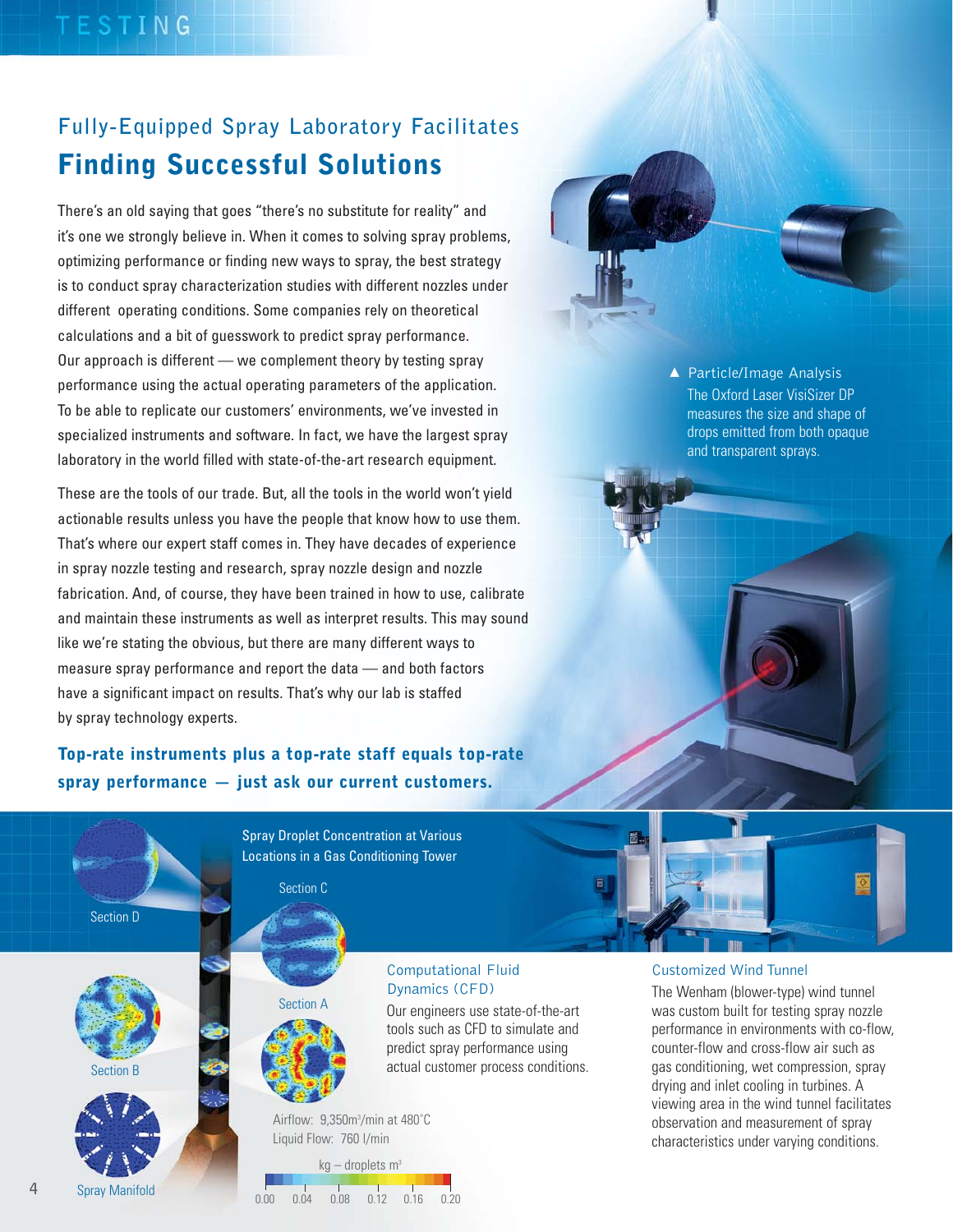## Fully-Equipped Spray Laboratory Facilitates

# Finding Successful Solutions

There's an old saying that goes "there's no substitute for reality" and it's one we strongly believe in. When it comes to solving spray problems, optimizing performance or finding new ways to spray, the best strategy is to conduct spray characterization studies with different nozzles under different operating conditions. Some companies rely on theoretical calculations and a bit of guesswork to predict spray performance. Our approach is different — we complement theory by testing spray performance using the actual operating parameters of the application. To be able to replicate our customers' environments, we've invested in specialized instruments and software. In fact, we have the largest spray laboratory in the world filled with state-of-the-art research equipment.

These are the tools of our trade. But, all the tools in the world won't yield actionable results unless you have the people that know how to use them. That's where our expert staff comes in. They have decades of experience in spray nozzle testing and research, spray nozzle design and nozzle fabrication. And, of course, they have been trained in how to use, calibrate and maintain these instruments as well as interpret results. This may sound like we're stating the obvious, but there are many different ways to measure spray performance and report the data — and both factors have a significant impact on results. That's why our lab is staffed by spray technology experts.

**Top-rate instruments plus a top-rate staff equals top-rate spray performance — just ask our current customers.**

▲ Particle/Image Analysis
The Oxford Laser VisiSizer DP measures the size and shape of drops emitted from both opaque and transparent sprays.

Spray Droplet Concentration at Various Locations in a Gas Conditioning Tower

Section D

Section C

Section B

Section A

Spray Manifold

Airflow: 9,350m³/min at 480˚C
Liquid Flow: 760 l/min

kg – droplets m³

0.00 0.04 0.08 0.12 0.16 0.20

### Computational Fluid Dynamics (CFD)

Our engineers use state-of-the-art tools such as CFD to simulate and predict spray performance using actual customer process conditions.

### Customized Wind Tunnel

The Wenham (blower-type) wind tunnel was custom built for testing spray nozzle performance in environments with co-flow, counter-flow and cross-flow air such as gas conditioning, wet compression, spray drying and inlet cooling in turbines. A viewing area in the wind tunnel facilitates observation and measurement of spray characteristics under varying conditions.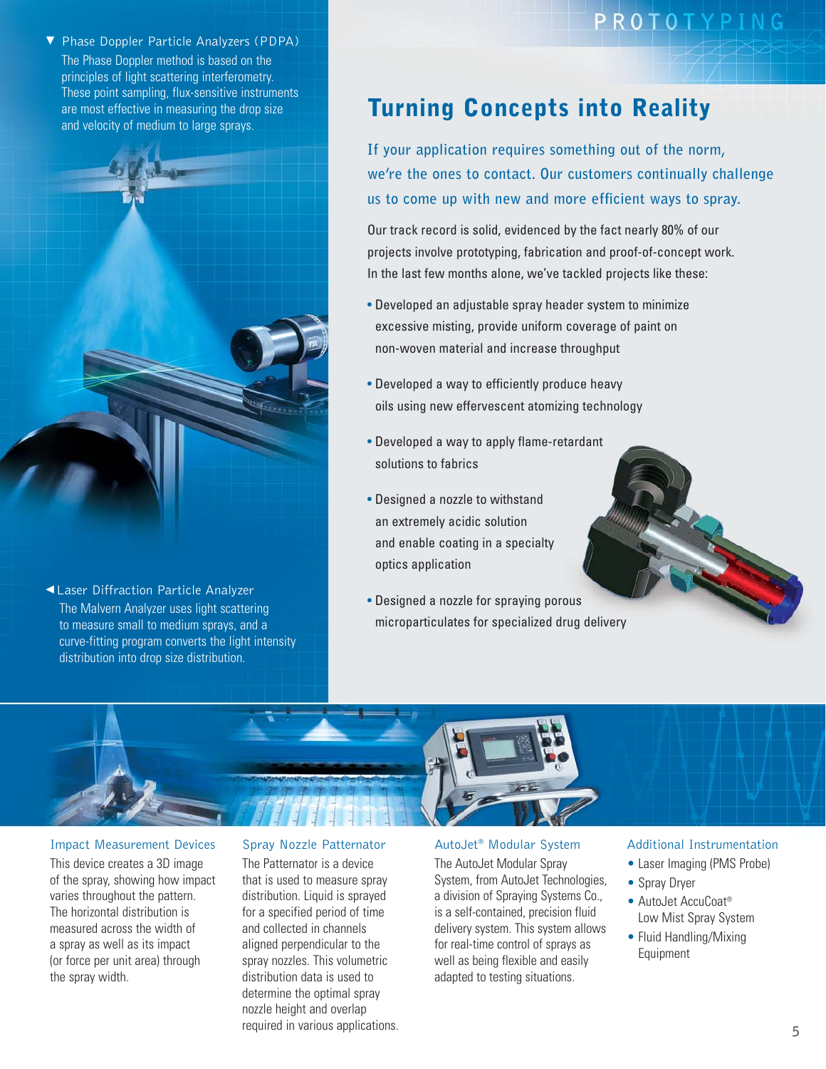PROTOTYPING

## Turning Concepts into Reality

If your application requires something out of the norm, we're the ones to contact. Our customers continually challenge us to come up with new and more efficient ways to spray.

Our track record is solid, evidenced by the fact nearly 80% of our projects involve prototyping, fabrication and proof-of-concept work. In the last few months alone, we've tackled projects like these:

- Developed an adjustable spray header system to minimize excessive misting, provide uniform coverage of paint on non-woven material and increase throughput
- Developed a way to efficiently produce heavy oils using new effervescent atomizing technology
- Developed a way to apply flame-retardant solutions to fabrics
- Designed a nozzle to withstand an extremely acidic solution and enable coating in a specialty optics application
- Designed a nozzle for spraying porous microparticulates for specialized drug delivery

▼ Phase Doppler Particle Analyzers (PDPA)
The Phase Doppler method is based on the principles of light scattering interferometry. These point sampling, flux-sensitive instruments are most effective in measuring the drop size and velocity of medium to large sprays.

◀ Laser Diffraction Particle Analyzer
The Malvern Analyzer uses light scattering to measure small to medium sprays, and a curve-fitting program converts the light intensity distribution into drop size distribution.

### Impact Measurement Devices

This device creates a 3D image of the spray, showing how impact varies throughout the pattern. The horizontal distribution is measured across the width of a spray as well as its impact (or force per unit area) through the spray width.

### Spray Nozzle Patternator

The Patternator is a device that is used to measure spray distribution. Liquid is sprayed for a specified period of time and collected in channels aligned perpendicular to the spray nozzles. This volumetric distribution data is used to determine the optimal spray nozzle height and overlap required in various applications.

### AutoJet® Modular System

The AutoJet Modular Spray System, from AutoJet Technologies, a division of Spraying Systems Co., is a self-contained, precision fluid delivery system. This system allows for real-time control of sprays as well as being flexible and easily adapted to testing situations.

### Additional Instrumentation

- Laser Imaging (PMS Probe)
- Spray Dryer
- AutoJet AccuCoat® Low Mist Spray System
- Fluid Handling/Mixing Equipment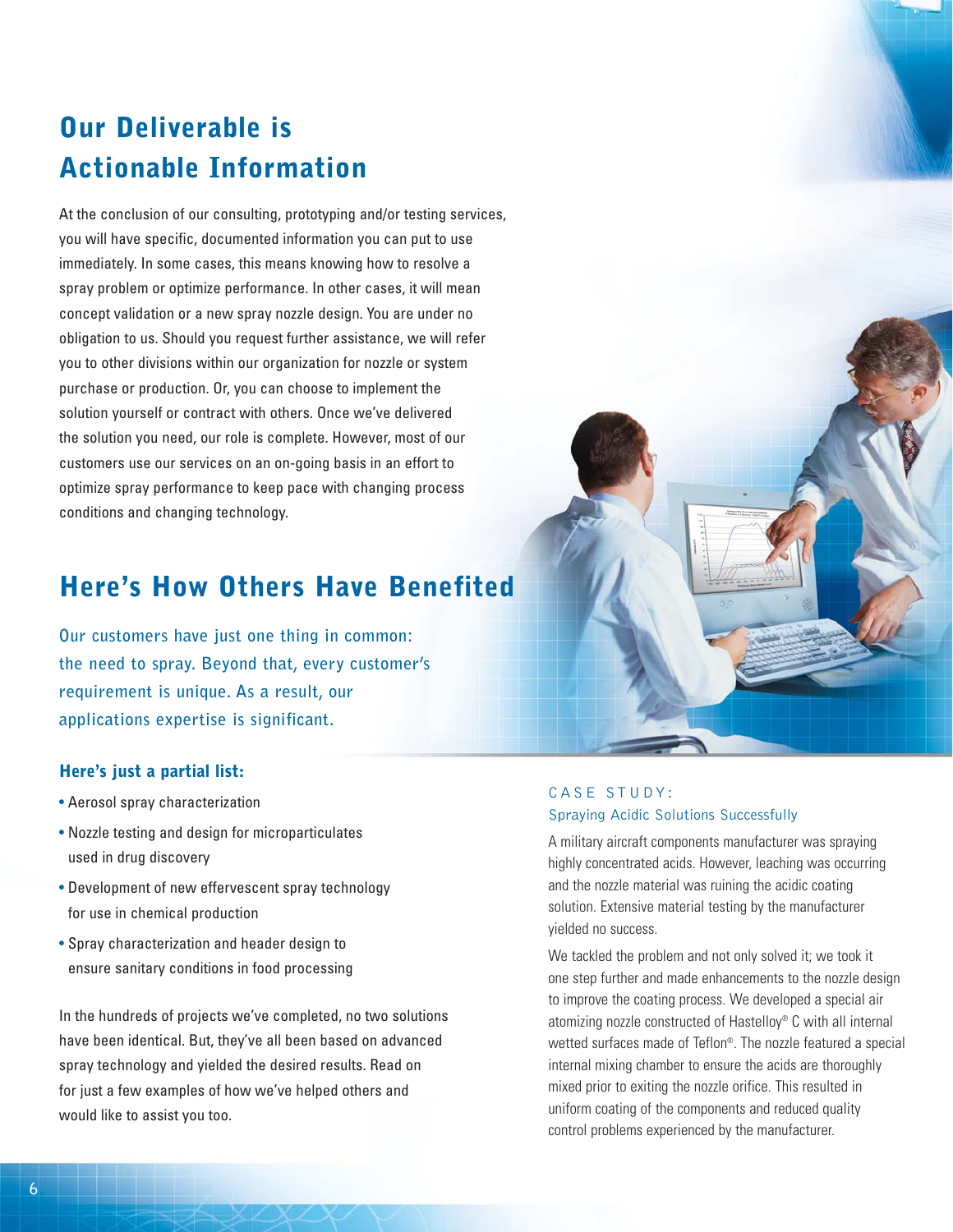## Our Deliverable is Actionable Information

At the conclusion of our consulting, prototyping and/or testing services, you will have specific, documented information you can put to use immediately. In some cases, this means knowing how to resolve a spray problem or optimize performance. In other cases, it will mean concept validation or a new spray nozzle design. You are under no obligation to us. Should you request further assistance, we will refer you to other divisions within our organization for nozzle or system purchase or production. Or, you can choose to implement the solution yourself or contract with others. Once we've delivered the solution you need, our role is complete. However, most of our customers use our services on an on-going basis in an effort to optimize spray performance to keep pace with changing process conditions and changing technology.

## Here's How Others Have Benefited

**Our customers have just one thing in common: the need to spray. Beyond that, every customer's requirement is unique. As a result, our applications expertise is significant.**

### Here's just a partial list:

- Aerosol spray characterization
- Nozzle testing and design for microparticulates used in drug discovery
- Development of new effervescent spray technology for use in chemical production
- Spray characterization and header design to ensure sanitary conditions in food processing

In the hundreds of projects we've completed, no two solutions have been identical. But, they've all been based on advanced spray technology and yielded the desired results. Read on for just a few examples of how we've helped others and would like to assist you too.

### CASE STUDY:
### Spraying Acidic Solutions Successfully

A military aircraft components manufacturer was spraying highly concentrated acids. However, leaching was occurring and the nozzle material was ruining the acidic coating solution. Extensive material testing by the manufacturer yielded no success.

We tackled the problem and not only solved it; we took it one step further and made enhancements to the nozzle design to improve the coating process. We developed a special air atomizing nozzle constructed of Hastelloy® C with all internal wetted surfaces made of Teflon®. The nozzle featured a special internal mixing chamber to ensure the acids are thoroughly mixed prior to exiting the nozzle orifice. This resulted in uniform coating of the components and reduced quality control problems experienced by the manufacturer.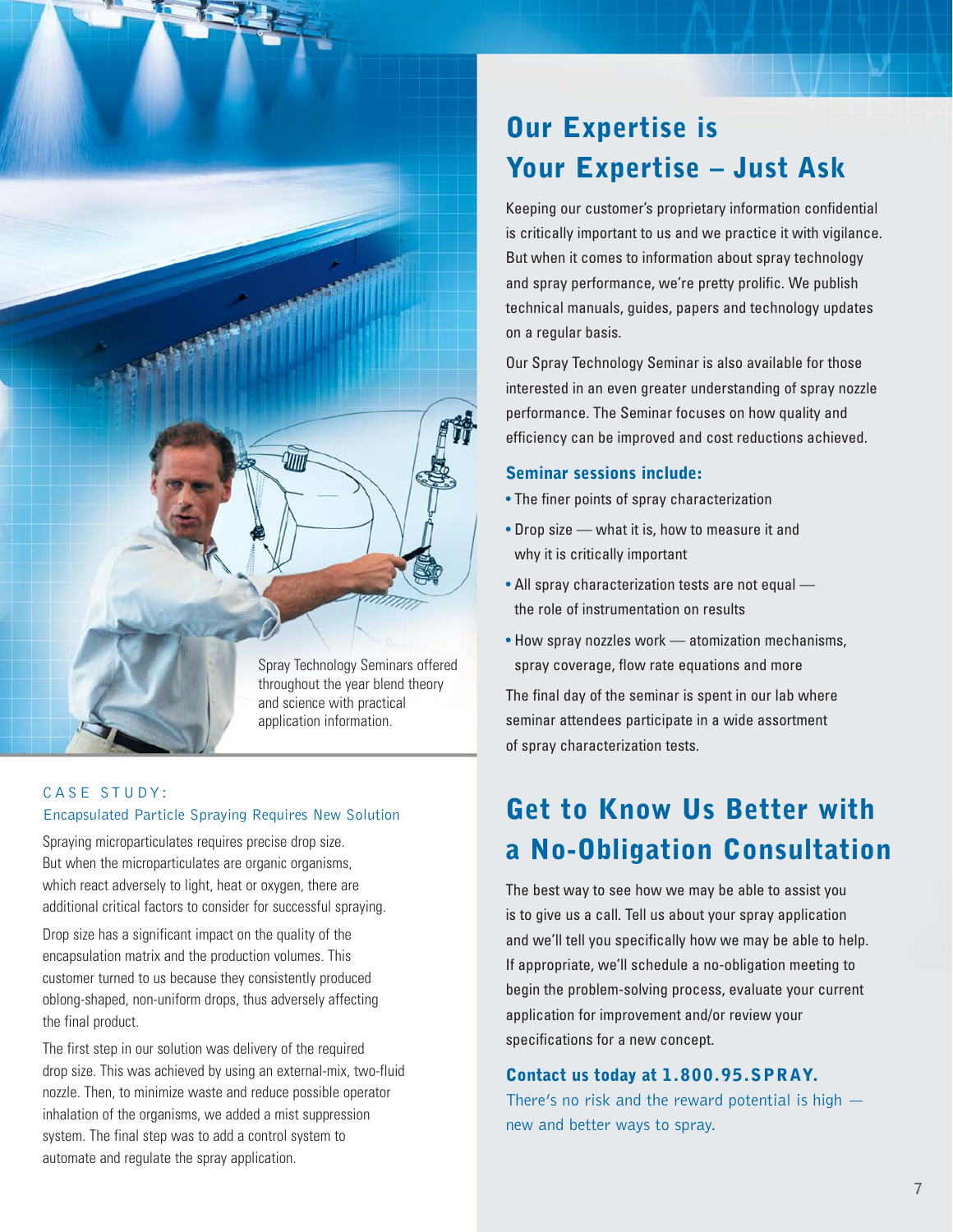Spray Technology Seminars offered throughout the year blend theory and science with practical application information.

## Our Expertise is Your Expertise – Just Ask

Keeping our customer's proprietary information confidential is critically important to us and we practice it with vigilance. But when it comes to information about spray technology and spray performance, we're pretty prolific. We publish technical manuals, guides, papers and technology updates on a regular basis.

Our Spray Technology Seminar is also available for those interested in an even greater understanding of spray nozzle performance. The Seminar focuses on how quality and efficiency can be improved and cost reductions achieved.

### Seminar sessions include:

- The finer points of spray characterization
- Drop size — what it is, how to measure it and why it is critically important
- All spray characterization tests are not equal — the role of instrumentation on results
- How spray nozzles work — atomization mechanisms, spray coverage, flow rate equations and more

The final day of the seminar is spent in our lab where seminar attendees participate in a wide assortment of spray characterization tests.

### CASE STUDY:
### Encapsulated Particle Spraying Requires New Solution

Spraying microparticulates requires precise drop size. But when the microparticulates are organic organisms, which react adversely to light, heat or oxygen, there are additional critical factors to consider for successful spraying.

Drop size has a significant impact on the quality of the encapsulation matrix and the production volumes. This customer turned to us because they consistently produced oblong-shaped, non-uniform drops, thus adversely affecting the final product.

The first step in our solution was delivery of the required drop size. This was achieved by using an external-mix, two-fluid nozzle. Then, to minimize waste and reduce possible operator inhalation of the organisms, we added a mist suppression system. The final step was to add a control system to automate and regulate the spray application.

## Get to Know Us Better with a No-Obligation Consultation

The best way to see how we may be able to assist you is to give us a call. Tell us about your spray application and we'll tell you specifically how we may be able to help. If appropriate, we'll schedule a no-obligation meeting to begin the problem-solving process, evaluate your current application for improvement and/or review your specifications for a new concept.

**Contact us today at 1.800.95.SPRAY.**

There's no risk and the reward potential is high — new and better ways to spray.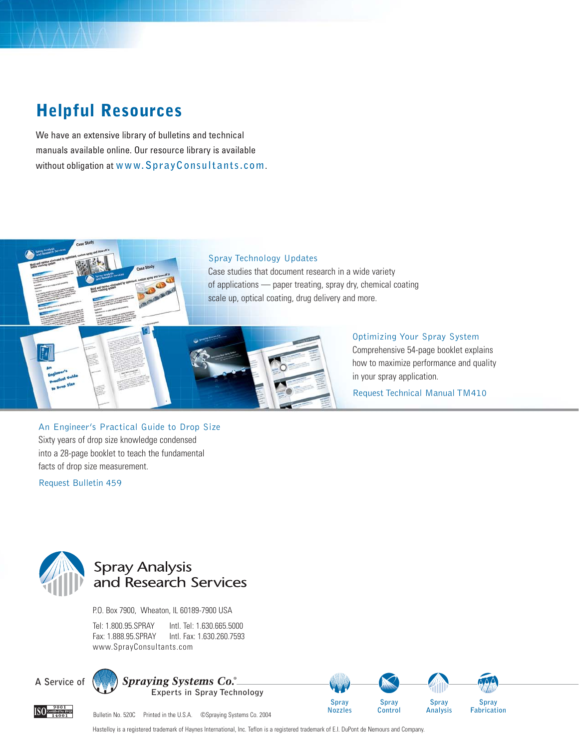# Helpful Resources

We have an extensive library of bulletins and technical manuals available online. Our resource library is available without obligation at www.SprayConsultants.com.

### Spray Technology Updates

Case studies that document research in a wide variety of applications — paper treating, spray dry, chemical coating scale up, optical coating, drug delivery and more.

### Optimizing Your Spray System

Comprehensive 54-page booklet explains how to maximize performance and quality in your spray application.

Request Technical Manual TM410

### An Engineer's Practical Guide to Drop Size

Sixty years of drop size knowledge condensed into a 28-page booklet to teach the fundamental facts of drop size measurement.

Request Bulletin 459

**Spray Analysis and Research Services**

P.O. Box 7900, Wheaton, IL 60189-7900 USA

Tel: 1.800.95.SPRAY Intl. Tel: 1.630.665.5000
Fax: 1.888.95.SPRAY Intl. Fax: 1.630.260.7593
www.SprayConsultants.com

A Service of **Spraying Systems Co.®** Experts in Spray Technology

Spray Nozzles | Spray Control | Spray Analysis | Spray Fabrication

ISO 9001 Certified by BVQI 14001

Bulletin No. 520C Printed in the U.S.A. ©Spraying Systems Co. 2004

Hastelloy is a registered trademark of Haynes International, Inc. Teflon is a registered trademark of E.I. DuPont de Nemours and Company.